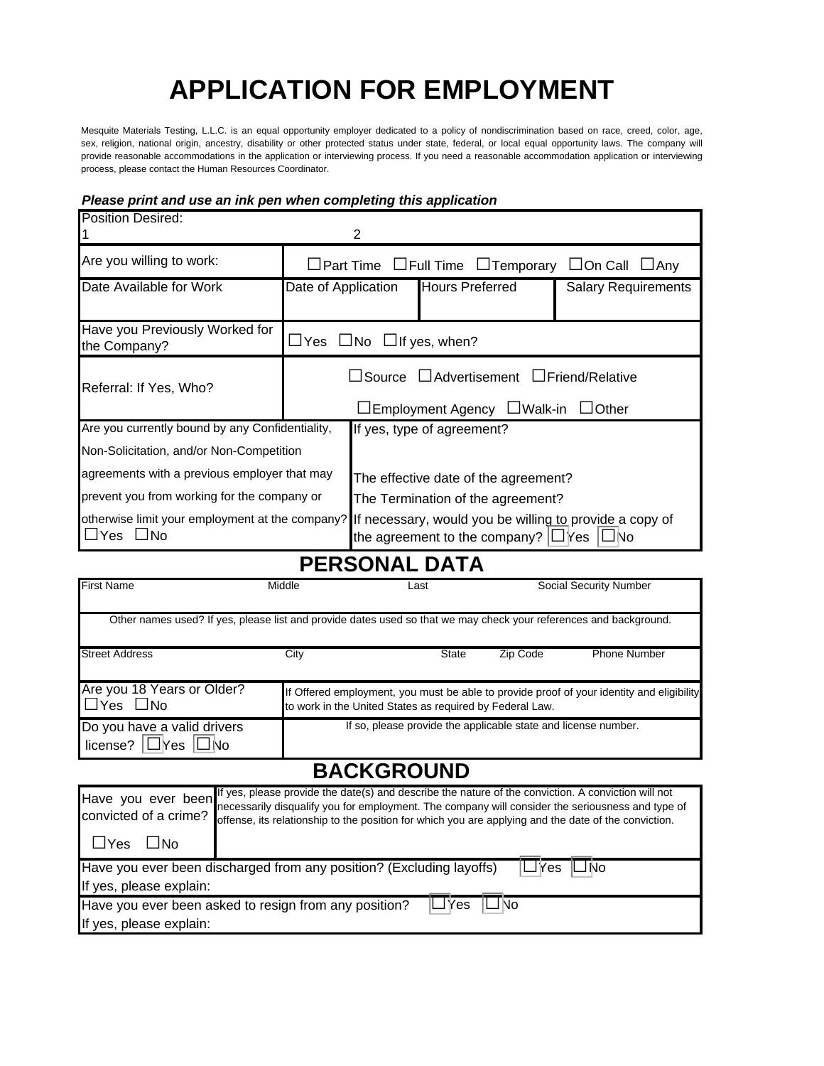# APPLICATION FOR EMPLOYMENT

Mesquite Materials Testing, L.L.C. is an equal opportunity employer dedicated to a policy of nondiscrimination based on race, creed, color, age, sex, religion, national origin, ancestry, disability or other protected status under state, federal, or local equal opportunity laws. The company will provide reasonable accommodations in the application or interviewing process. If you need a reasonable accommodation application or interviewing process, please contact the Human Resources Coordinator.

***Please print and use an ink pen when completing this application***

| Position Desired: 1 | 2 | | |
|---|---|---|---|
| Are you willing to work: | ☐Part Time ☐Full Time ☐Temporary ☐On Call ☐Any | | |
| Date Available for Work | Date of Application | Hours Preferred | Salary Requirements |
| Have you Previously Worked for the Company? | ☐Yes ☐No ☐If yes, when? | | |
| Referral: If Yes, Who? | ☐Source ☐Advertisement ☐Friend/Relative ☐Employment Agency ☐Walk-in ☐Other | | |

| Are you currently bound by any Confidentiality, Non-Solicitation, and/or Non-Competition agreements with a previous employer that may prevent you from working for the company or otherwise limit your employment at the company? ☐Yes ☐No | If yes, type of agreement? The effective date of the agreement? The Termination of the agreement? If necessary, would you be willing to provide a copy of the agreement to the company? ☐Yes ☐No |
|---|---|

## PERSONAL DATA

| First Name | Middle | Last | | Social Security Number |
|---|---|---|---|---|
| Other names used? If yes, please list and provide dates used so that we may check your references and background. | | | | |
| Street Address | City | State | Zip Code | Phone Number |

| Are you 18 Years or Older? ☐Yes ☐No | If Offered employment, you must be able to provide proof of your identity and eligibility to work in the United States as required by Federal Law. |
|---|---|
| Do you have a valid drivers license? ☐Yes ☐No | If so, please provide the applicable state and license number. |

## BACKGROUND

| Have you ever been convicted of a crime? ☐Yes ☐No | If yes, please provide the date(s) and describe the nature of the conviction. A conviction will not necessarily disqualify you for employment. The company will consider the seriousness and type of offense, its relationship to the position for which you are applying and the date of the conviction. |
|---|---|

Have you ever been discharged from any position? (Excluding layoffs) ☐Yes ☐No
If yes, please explain:

Have you ever been asked to resign from any position? ☐Yes ☐No
If yes, please explain: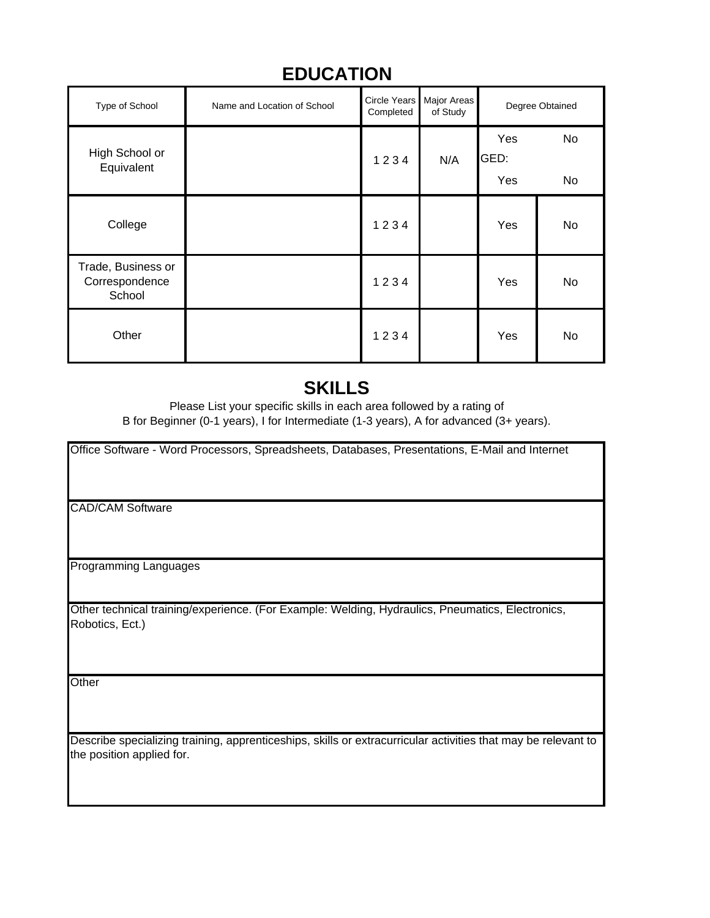# EDUCATION

| Type of School | Name and Location of School | Circle Years Completed | Major Areas of Study | Degree Obtained | |
|---|---|---|---|---|---|
| High School or Equivalent | | 1 2 3 4 | N/A | Yes<br>GED:<br>Yes | No<br><br>No |
| College | | 1 2 3 4 | | Yes | No |
| Trade, Business or Correspondence School | | 1 2 3 4 | | Yes | No |
| Other | | 1 2 3 4 | | Yes | No |

# SKILLS

Please List your specific skills in each area followed by a rating of
B for Beginner (0-1 years), I for Intermediate (1-3 years), A for advanced (3+ years).

| Office Software - Word Processors, Spreadsheets, Databases, Presentations, E-Mail and Internet |
|---|
| CAD/CAM Software |
| Programming Languages |
| Other technical training/experience. (For Example: Welding, Hydraulics, Pneumatics, Electronics, Robotics, Ect.) |
| Other |
| Describe specializing training, apprenticeships, skills or extracurricular activities that may be relevant to the position applied for. |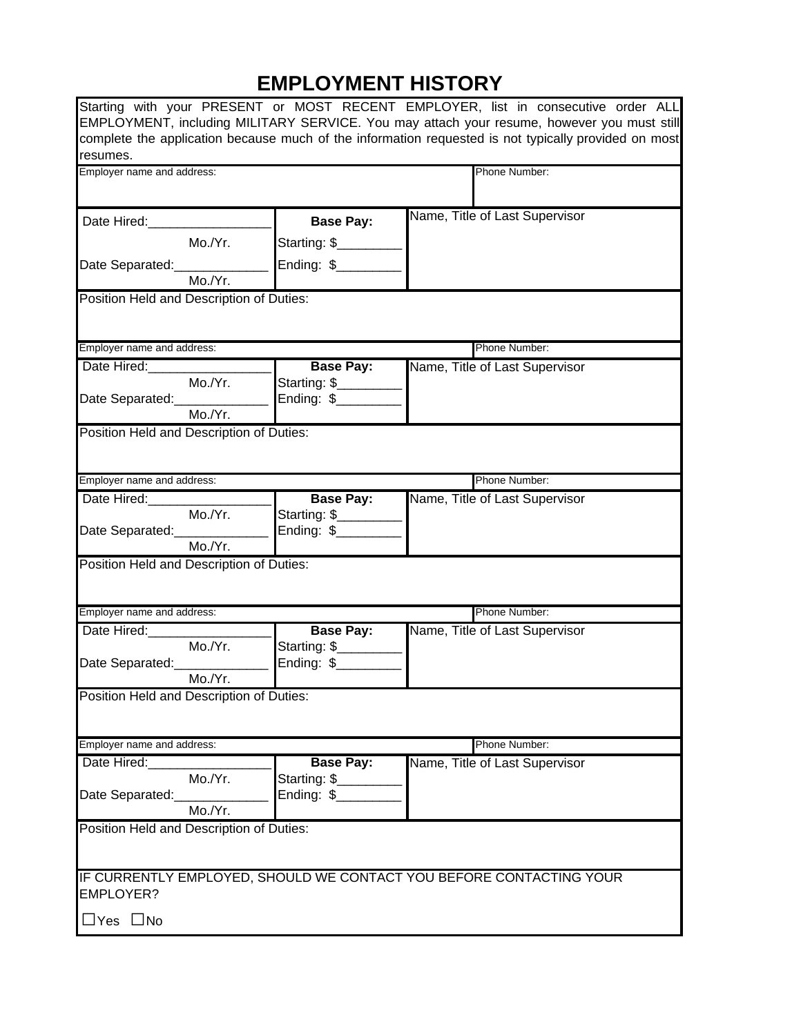# EMPLOYMENT HISTORY

Starting with your PRESENT or MOST RECENT EMPLOYER, list in consecutive order ALL EMPLOYMENT, including MILITARY SERVICE. You may attach your resume, however you must still complete the application because much of the information requested is not typically provided on most resumes.

| Employer name and address: | | Phone Number: |
|---|---|---|
| Date Hired:_________________ Mo./Yr. | **Base Pay:** | Name, Title of Last Supervisor |
| Date Separated:_____________ Mo./Yr. | Starting: $_________ Ending: $_________ | |
| Position Held and Description of Duties: | | |

| Employer name and address: | | Phone Number: |
|---|---|---|
| Date Hired:_________________ Mo./Yr. | **Base Pay:** | Name, Title of Last Supervisor |
| Date Separated:_____________ Mo./Yr. | Starting: $_________ Ending: $_________ | |
| Position Held and Description of Duties: | | |

| Employer name and address: | | Phone Number: |
|---|---|---|
| Date Hired:_________________ Mo./Yr. | **Base Pay:** | Name, Title of Last Supervisor |
| Date Separated:_____________ Mo./Yr. | Starting: $_________ Ending: $_________ | |
| Position Held and Description of Duties: | | |

| Employer name and address: | | Phone Number: |
|---|---|---|
| Date Hired:_________________ Mo./Yr. | **Base Pay:** | Name, Title of Last Supervisor |
| Date Separated:_____________ Mo./Yr. | Starting: $_________ Ending: $_________ | |
| Position Held and Description of Duties: | | |

| Employer name and address: | | Phone Number: |
|---|---|---|
| Date Hired:_________________ Mo./Yr. | **Base Pay:** | Name, Title of Last Supervisor |
| Date Separated:_____________ Mo./Yr. | Starting: $_________ Ending: $_________ | |
| Position Held and Description of Duties: | | |

IF CURRENTLY EMPLOYED, SHOULD WE CONTACT YOU BEFORE CONTACTING YOUR EMPLOYER?

☐Yes ☐No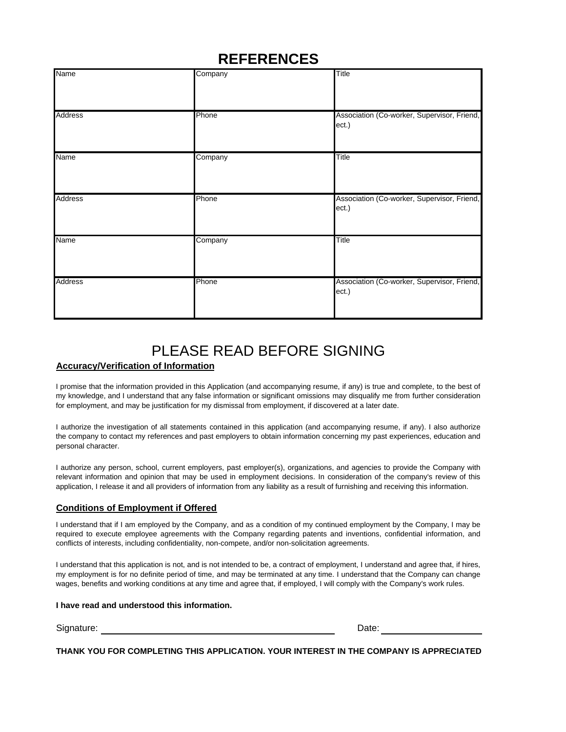# REFERENCES

| | | |
|---|---|---|
| Name | Company | Title |
| Address | Phone | Association (Co-worker, Supervisor, Friend, ect.) |
| Name | Company | Title |
| Address | Phone | Association (Co-worker, Supervisor, Friend, ect.) |
| Name | Company | Title |
| Address | Phone | Association (Co-worker, Supervisor, Friend, ect.) |

# PLEASE READ BEFORE SIGNING

**Accuracy/Verification of Information**

I promise that the information provided in this Application (and accompanying resume, if any) is true and complete, to the best of my knowledge, and I understand that any false information or significant omissions may disqualify me from further consideration for employment, and may be justification for my dismissal from employment, if discovered at a later date.

I authorize the investigation of all statements contained in this application (and accompanying resume, if any). I also authorize the company to contact my references and past employers to obtain information concerning my past experiences, education and personal character.

I authorize any person, school, current employers, past employer(s), organizations, and agencies to provide the Company with relevant information and opinion that may be used in employment decisions. In consideration of the company's review of this application, I release it and all providers of information from any liability as a result of furnishing and receiving this information.

**Conditions of Employment if Offered**

I understand that if I am employed by the Company, and as a condition of my continued employment by the Company, I may be required to execute employee agreements with the Company regarding patents and inventions, confidential information, and conflicts of interests, including confidentiality, non-compete, and/or non-solicitation agreements.

I understand that this application is not, and is not intended to be, a contract of employment, I understand and agree that, if hires, my employment is for no definite period of time, and may be terminated at any time. I understand that the Company can change wages, benefits and working conditions at any time and agree that, if employed, I will comply with the Company's work rules.

**I have read and understood this information.**

Signature: ______________________________ Date: ______________

**THANK YOU FOR COMPLETING THIS APPLICATION. YOUR INTEREST IN THE COMPANY IS APPRECIATED**